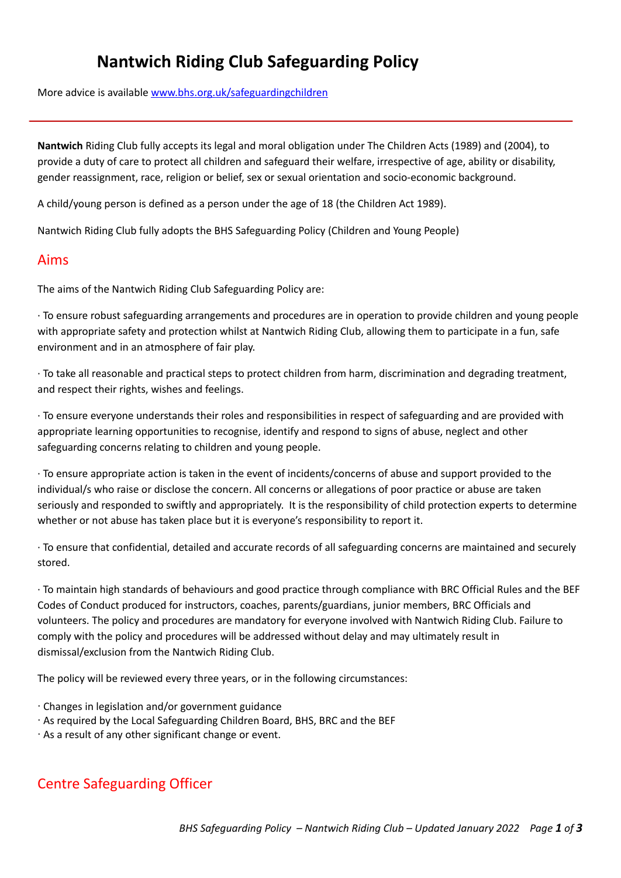# Nantwich Riding Club Safeguarding Policy

More advice is available [www.bhs.org.uk/safeguardingchildren](http://www.bhs.org.uk/safeguardingchildren)

---

**Nantwich** Riding Club fully accepts its legal and moral obligation under The Children Acts (1989) and (2004), to provide a duty of care to protect all children and safeguard their welfare, irrespective of age, ability or disability, gender reassignment, race, religion or belief, sex or sexual orientation and socio-economic background.

A child/young person is defined as a person under the age of 18 (the Children Act 1989).

Nantwich Riding Club fully adopts the BHS Safeguarding Policy (Children and Young People)

## Aims

The aims of the Nantwich Riding Club Safeguarding Policy are:

· To ensure robust safeguarding arrangements and procedures are in operation to provide children and young people with appropriate safety and protection whilst at Nantwich Riding Club, allowing them to participate in a fun, safe environment and in an atmosphere of fair play.

· To take all reasonable and practical steps to protect children from harm, discrimination and degrading treatment, and respect their rights, wishes and feelings.

· To ensure everyone understands their roles and responsibilities in respect of safeguarding and are provided with appropriate learning opportunities to recognise, identify and respond to signs of abuse, neglect and other safeguarding concerns relating to children and young people.

· To ensure appropriate action is taken in the event of incidents/concerns of abuse and support provided to the individual/s who raise or disclose the concern. All concerns or allegations of poor practice or abuse are taken seriously and responded to swiftly and appropriately. It is the responsibility of child protection experts to determine whether or not abuse has taken place but it is everyone's responsibility to report it.

· To ensure that confidential, detailed and accurate records of all safeguarding concerns are maintained and securely stored.

· To maintain high standards of behaviours and good practice through compliance with BRC Official Rules and the BEF Codes of Conduct produced for instructors, coaches, parents/guardians, junior members, BRC Officials and volunteers. The policy and procedures are mandatory for everyone involved with Nantwich Riding Club. Failure to comply with the policy and procedures will be addressed without delay and may ultimately result in dismissal/exclusion from the Nantwich Riding Club.

The policy will be reviewed every three years, or in the following circumstances:

· Changes in legislation and/or government guidance
· As required by the Local Safeguarding Children Board, BHS, BRC and the BEF
· As a result of any other significant change or event.

## Centre Safeguarding Officer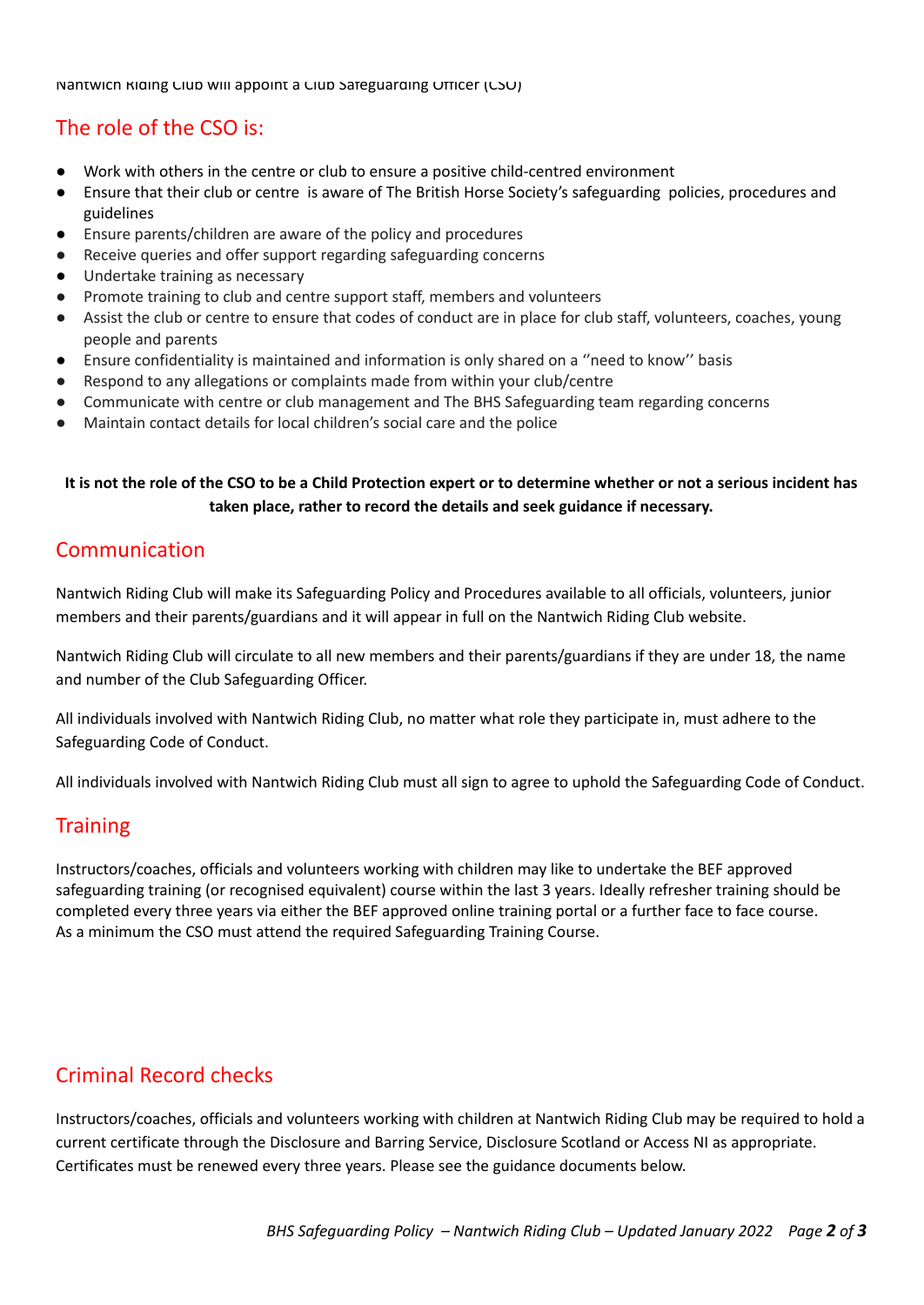Nantwich Riding Club will appoint a Club Safeguarding Officer (CSO)

## The role of the CSO is:

- Work with others in the centre or club to ensure a positive child-centred environment
- Ensure that their club or centre is aware of The British Horse Society's safeguarding policies, procedures and guidelines
- Ensure parents/children are aware of the policy and procedures
- Receive queries and offer support regarding safeguarding concerns
- Undertake training as necessary
- Promote training to club and centre support staff, members and volunteers
- Assist the club or centre to ensure that codes of conduct are in place for club staff, volunteers, coaches, young people and parents
- Ensure confidentiality is maintained and information is only shared on a ''need to know'' basis
- Respond to any allegations or complaints made from within your club/centre
- Communicate with centre or club management and The BHS Safeguarding team regarding concerns
- Maintain contact details for local children's social care and the police

**It is not the role of the CSO to be a Child Protection expert or to determine whether or not a serious incident has taken place, rather to record the details and seek guidance if necessary.**

## Communication

Nantwich Riding Club will make its Safeguarding Policy and Procedures available to all officials, volunteers, junior members and their parents/guardians and it will appear in full on the Nantwich Riding Club website.

Nantwich Riding Club will circulate to all new members and their parents/guardians if they are under 18, the name and number of the Club Safeguarding Officer.

All individuals involved with Nantwich Riding Club, no matter what role they participate in, must adhere to the Safeguarding Code of Conduct.

All individuals involved with Nantwich Riding Club must all sign to agree to uphold the Safeguarding Code of Conduct.

## Training

Instructors/coaches, officials and volunteers working with children may like to undertake the BEF approved safeguarding training (or recognised equivalent) course within the last 3 years. Ideally refresher training should be completed every three years via either the BEF approved online training portal or a further face to face course. As a minimum the CSO must attend the required Safeguarding Training Course.

## Criminal Record checks

Instructors/coaches, officials and volunteers working with children at Nantwich Riding Club may be required to hold a current certificate through the Disclosure and Barring Service, Disclosure Scotland or Access NI as appropriate. Certificates must be renewed every three years. Please see the guidance documents below.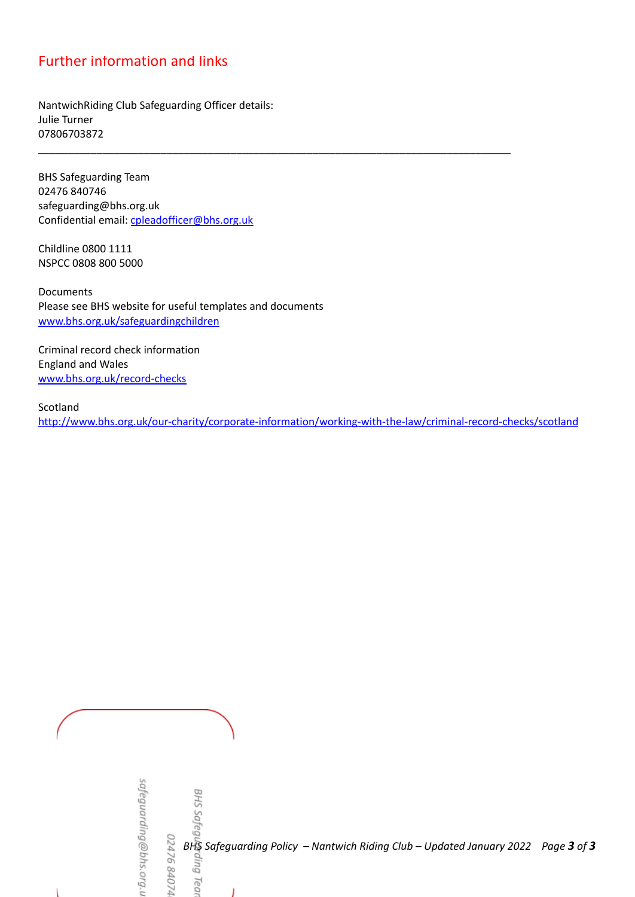## Further information and links

NantwichRiding Club Safeguarding Officer details:
Julie Turner
07806703872

---

BHS Safeguarding Team
02476 840746
safeguarding@bhs.org.uk
Confidential email: cpleadofficer@bhs.org.uk

Childline 0800 1111
NSPCC 0808 800 5000

Documents
Please see BHS website for useful templates and documents
www.bhs.org.uk/safeguardingchildren

Criminal record check information
England and Wales
www.bhs.org.uk/record-checks

Scotland
http://www.bhs.org.uk/our-charity/corporate-information/working-with-the-law/criminal-record-checks/scotland